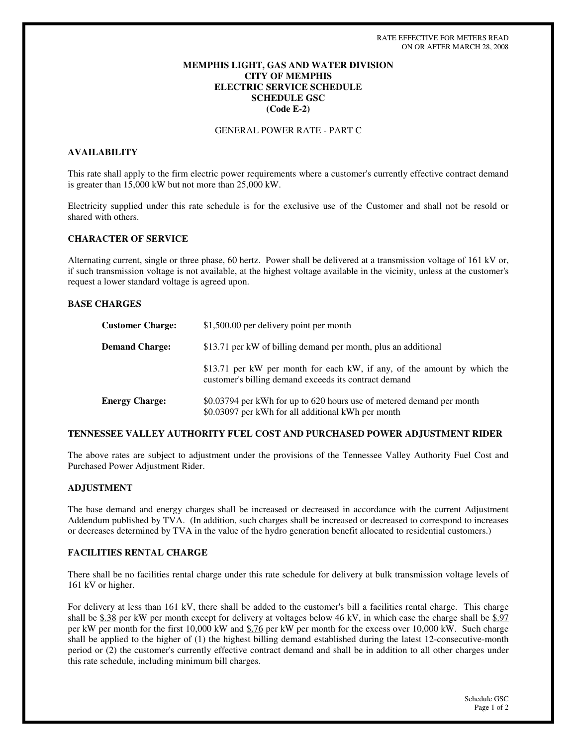RATE EFFECTIVE FOR METERS READ
ON OR AFTER MARCH 28, 2008

# MEMPHIS LIGHT, GAS AND WATER DIVISION
# CITY OF MEMPHIS
# ELECTRIC SERVICE SCHEDULE
# SCHEDULE GSC
# (Code E-2)

GENERAL POWER RATE - PART C

## AVAILABILITY

This rate shall apply to the firm electric power requirements where a customer's currently effective contract demand is greater than 15,000 kW but not more than 25,000 kW.

Electricity supplied under this rate schedule is for the exclusive use of the Customer and shall not be resold or shared with others.

## CHARACTER OF SERVICE

Alternating current, single or three phase, 60 hertz. Power shall be delivered at a transmission voltage of 161 kV or, if such transmission voltage is not available, at the highest voltage available in the vicinity, unless at the customer's request a lower standard voltage is agreed upon.

## BASE CHARGES

**Customer Charge:** $1,500.00 per delivery point per month

**Demand Charge:** $13.71 per kW of billing demand per month, plus an additional

$13.71 per kW per month for each kW, if any, of the amount by which the customer's billing demand exceeds its contract demand

**Energy Charge:** $0.03794 per kWh for up to 620 hours use of metered demand per month
$0.03097 per kWh for all additional kWh per month

## TENNESSEE VALLEY AUTHORITY FUEL COST AND PURCHASED POWER ADJUSTMENT RIDER

The above rates are subject to adjustment under the provisions of the Tennessee Valley Authority Fuel Cost and Purchased Power Adjustment Rider.

## ADJUSTMENT

The base demand and energy charges shall be increased or decreased in accordance with the current Adjustment Addendum published by TVA. (In addition, such charges shall be increased or decreased to correspond to increases or decreases determined by TVA in the value of the hydro generation benefit allocated to residential customers.)

## FACILITIES RENTAL CHARGE

There shall be no facilities rental charge under this rate schedule for delivery at bulk transmission voltage levels of 161 kV or higher.

For delivery at less than 161 kV, there shall be added to the customer's bill a facilities rental charge. This charge shall be $.38 per kW per month except for delivery at voltages below 46 kV, in which case the charge shall be $.97 per kW per month for the first 10,000 kW and $.76 per kW per month for the excess over 10,000 kW. Such charge shall be applied to the higher of (1) the highest billing demand established during the latest 12-consecutive-month period or (2) the customer's currently effective contract demand and shall be in addition to all other charges under this rate schedule, including minimum bill charges.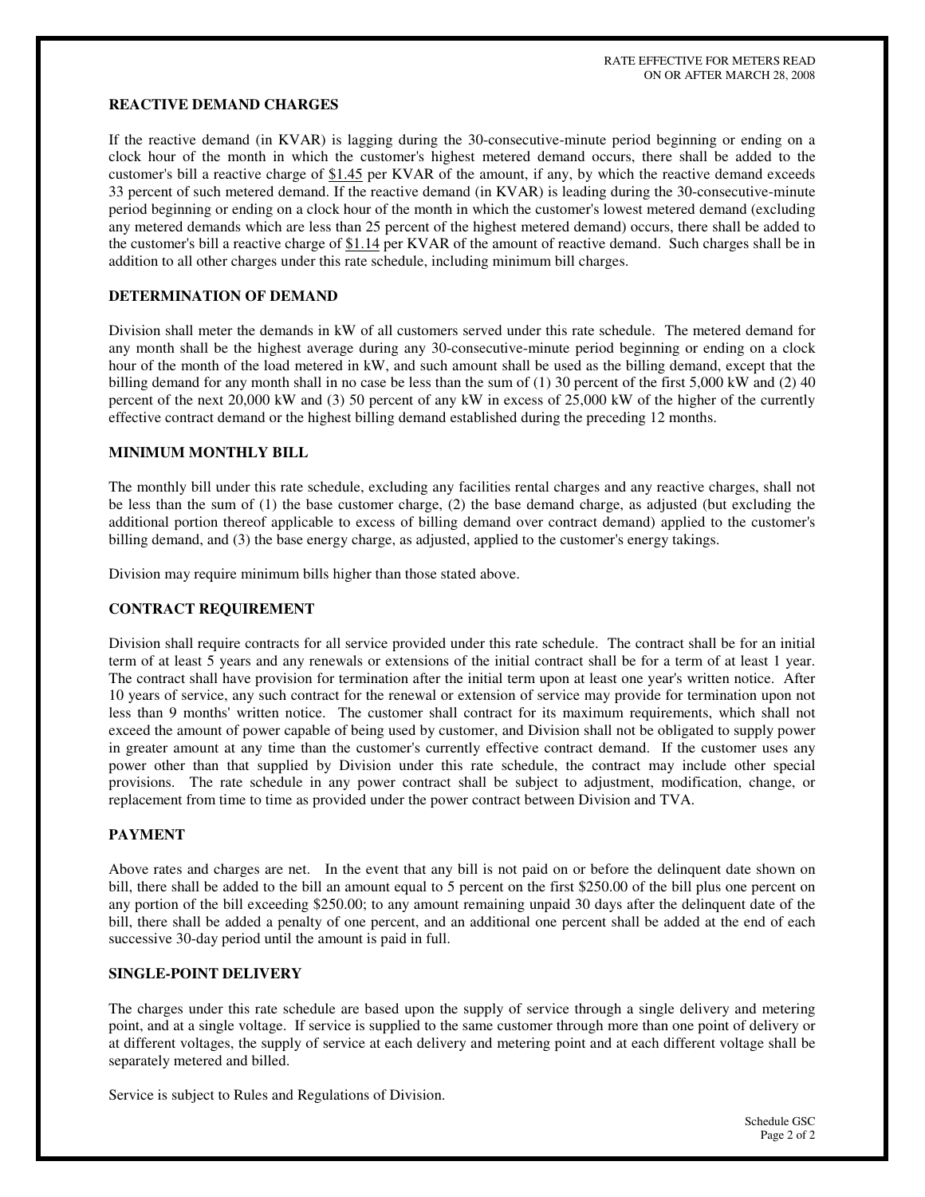## REACTIVE DEMAND CHARGES

If the reactive demand (in KVAR) is lagging during the 30-consecutive-minute period beginning or ending on a clock hour of the month in which the customer's highest metered demand occurs, there shall be added to the customer's bill a reactive charge of $1.45 per KVAR of the amount, if any, by which the reactive demand exceeds 33 percent of such metered demand. If the reactive demand (in KVAR) is leading during the 30-consecutive-minute period beginning or ending on a clock hour of the month in which the customer's lowest metered demand (excluding any metered demands which are less than 25 percent of the highest metered demand) occurs, there shall be added to the customer's bill a reactive charge of $1.14 per KVAR of the amount of reactive demand. Such charges shall be in addition to all other charges under this rate schedule, including minimum bill charges.

## DETERMINATION OF DEMAND

Division shall meter the demands in kW of all customers served under this rate schedule. The metered demand for any month shall be the highest average during any 30-consecutive-minute period beginning or ending on a clock hour of the month of the load metered in kW, and such amount shall be used as the billing demand, except that the billing demand for any month shall in no case be less than the sum of (1) 30 percent of the first 5,000 kW and (2) 40 percent of the next 20,000 kW and (3) 50 percent of any kW in excess of 25,000 kW of the higher of the currently effective contract demand or the highest billing demand established during the preceding 12 months.

## MINIMUM MONTHLY BILL

The monthly bill under this rate schedule, excluding any facilities rental charges and any reactive charges, shall not be less than the sum of (1) the base customer charge, (2) the base demand charge, as adjusted (but excluding the additional portion thereof applicable to excess of billing demand over contract demand) applied to the customer's billing demand, and (3) the base energy charge, as adjusted, applied to the customer's energy takings.

Division may require minimum bills higher than those stated above.

## CONTRACT REQUIREMENT

Division shall require contracts for all service provided under this rate schedule. The contract shall be for an initial term of at least 5 years and any renewals or extensions of the initial contract shall be for a term of at least 1 year. The contract shall have provision for termination after the initial term upon at least one year's written notice. After 10 years of service, any such contract for the renewal or extension of service may provide for termination upon not less than 9 months' written notice. The customer shall contract for its maximum requirements, which shall not exceed the amount of power capable of being used by customer, and Division shall not be obligated to supply power in greater amount at any time than the customer's currently effective contract demand. If the customer uses any power other than that supplied by Division under this rate schedule, the contract may include other special provisions. The rate schedule in any power contract shall be subject to adjustment, modification, change, or replacement from time to time as provided under the power contract between Division and TVA.

## PAYMENT

Above rates and charges are net. In the event that any bill is not paid on or before the delinquent date shown on bill, there shall be added to the bill an amount equal to 5 percent on the first $250.00 of the bill plus one percent on any portion of the bill exceeding $250.00; to any amount remaining unpaid 30 days after the delinquent date of the bill, there shall be added a penalty of one percent, and an additional one percent shall be added at the end of each successive 30-day period until the amount is paid in full.

## SINGLE-POINT DELIVERY

The charges under this rate schedule are based upon the supply of service through a single delivery and metering point, and at a single voltage. If service is supplied to the same customer through more than one point of delivery or at different voltages, the supply of service at each delivery and metering point and at each different voltage shall be separately metered and billed.

Service is subject to Rules and Regulations of Division.